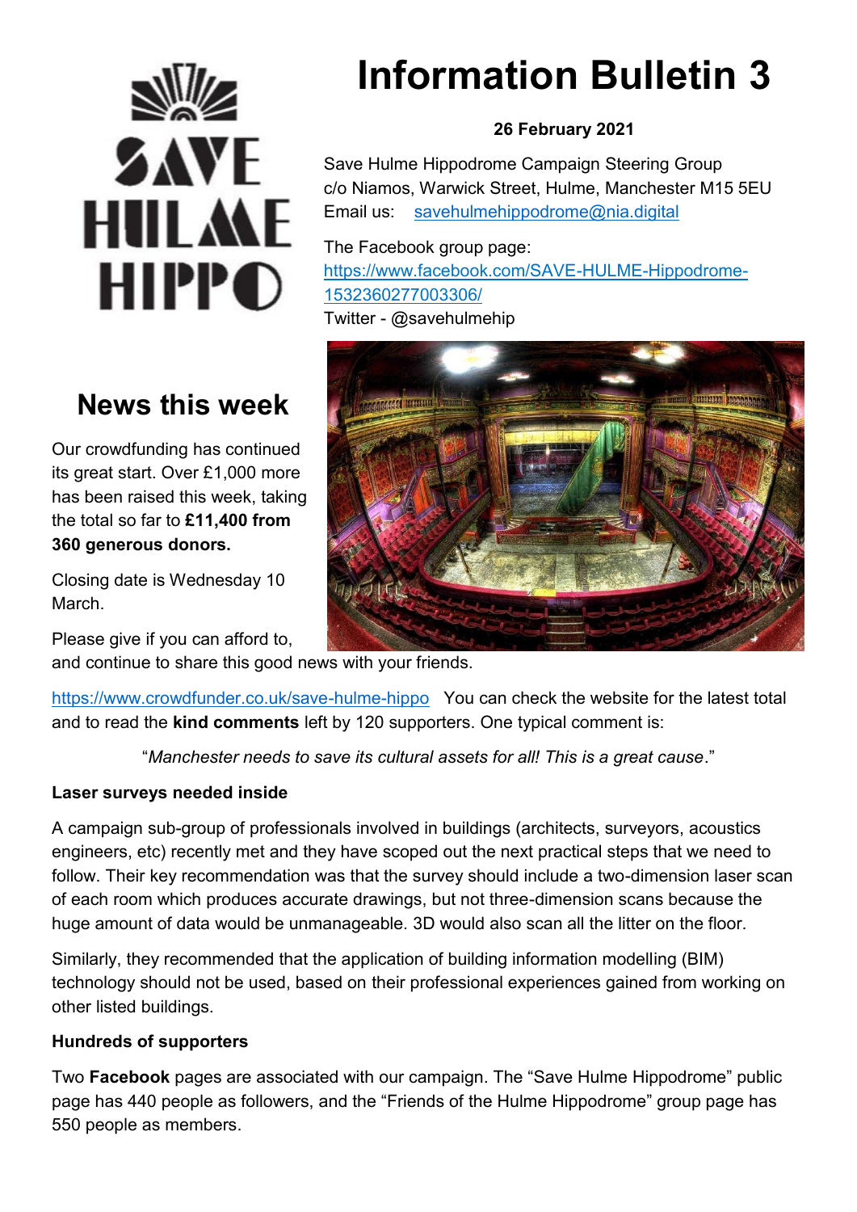# Information Bulletin 3

**26 February 2021**

Save Hulme Hippodrome Campaign Steering Group
c/o Niamos, Warwick Street, Hulme, Manchester M15 5EU
Email us: savehulmehippodrome@nia.digital

The Facebook group page:
https://www.facebook.com/SAVE-HULME-Hippodrome-1532360277003306/
Twitter - @savehulmehip

## News this week

Our crowdfunding has continued its great start. Over £1,000 more has been raised this week, taking the total so far to **£11,400 from 360 generous donors.**

Closing date is Wednesday 10 March.

Please give if you can afford to, and continue to share this good news with your friends.

https://www.crowdfunder.co.uk/save-hulme-hippo You can check the website for the latest total and to read the **kind comments** left by 120 supporters. One typical comment is:

"*Manchester needs to save its cultural assets for all! This is a great cause*."

**Laser surveys needed inside**

A campaign sub-group of professionals involved in buildings (architects, surveyors, acoustics engineers, etc) recently met and they have scoped out the next practical steps that we need to follow. Their key recommendation was that the survey should include a two-dimension laser scan of each room which produces accurate drawings, but not three-dimension scans because the huge amount of data would be unmanageable. 3D would also scan all the litter on the floor.

Similarly, they recommended that the application of building information modelling (BIM) technology should not be used, based on their professional experiences gained from working on other listed buildings.

**Hundreds of supporters**

Two **Facebook** pages are associated with our campaign. The "Save Hulme Hippodrome" public page has 440 people as followers, and the "Friends of the Hulme Hippodrome" group page has 550 people as members.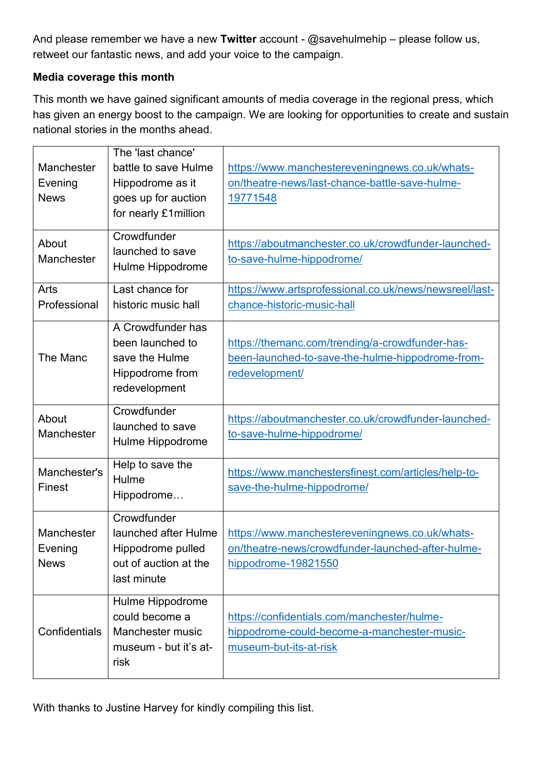And please remember we have a new **Twitter** account - @savehulmehip – please follow us, retweet our fantastic news, and add your voice to the campaign.

**Media coverage this month**

This month we have gained significant amounts of media coverage in the regional press, which has given an energy boost to the campaign. We are looking for opportunities to create and sustain national stories in the months ahead.

| | | |
|---|---|---|
| Manchester Evening News | The 'last chance' battle to save Hulme Hippodrome as it goes up for auction for nearly £1million | https://www.manchestereveningnews.co.uk/whats-on/theatre-news/last-chance-battle-save-hulme-19771548 |
| About Manchester | Crowdfunder launched to save Hulme Hippodrome | https://aboutmanchester.co.uk/crowdfunder-launched-to-save-hulme-hippodrome/ |
| Arts Professional | Last chance for historic music hall | https://www.artsprofessional.co.uk/news/newsreel/last-chance-historic-music-hall |
| The Manc | A Crowdfunder has been launched to save the Hulme Hippodrome from redevelopment | https://themanc.com/trending/a-crowdfunder-has-been-launched-to-save-the-hulme-hippodrome-from-redevelopment/ |
| About Manchester | Crowdfunder launched to save Hulme Hippodrome | https://aboutmanchester.co.uk/crowdfunder-launched-to-save-hulme-hippodrome/ |
| Manchester's Finest | Help to save the Hulme Hippodrome… | https://www.manchestersfinest.com/articles/help-to-save-the-hulme-hippodrome/ |
| Manchester Evening News | Crowdfunder launched after Hulme Hippodrome pulled out of auction at the last minute | https://www.manchestereveningnews.co.uk/whats-on/theatre-news/crowdfunder-launched-after-hulme-hippodrome-19821550 |
| Confidentials | Hulme Hippodrome could become a Manchester music museum - but it's at-risk | https://confidentials.com/manchester/hulme-hippodrome-could-become-a-manchester-music-museum-but-its-at-risk |

With thanks to Justine Harvey for kindly compiling this list.